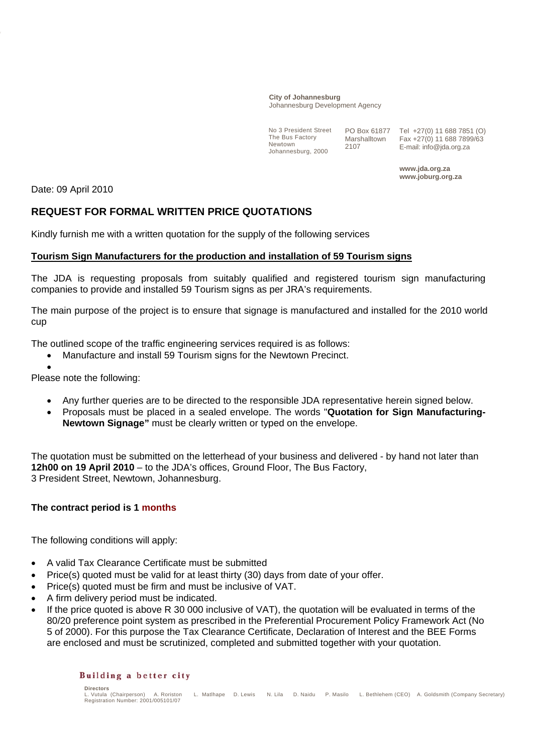**City of Johannesburg**
Johannesburg Development Agency

No 3 President Street
The Bus Factory
Newtown
Johannesburg, 2000

PO Box 61877
Marshalltown
2107

Tel +27(0) 11 688 7851 (O)
Fax +27(0) 11 688 7899/63
E-mail: info@jda.org.za

**www.jda.org.za**
**www.joburg.org.za**

Date: 09 April 2010

## REQUEST FOR FORMAL WRITTEN PRICE QUOTATIONS

Kindly furnish me with a written quotation for the supply of the following services

**Tourism Sign Manufacturers for the production and installation of 59 Tourism signs**

The JDA is requesting proposals from suitably qualified and registered tourism sign manufacturing companies to provide and installed 59 Tourism signs as per JRA's requirements.

The main purpose of the project is to ensure that signage is manufactured and installed for the 2010 world cup

The outlined scope of the traffic engineering services required is as follows:

- Manufacture and install 59 Tourism signs for the Newtown Precinct.
-

Please note the following:

- Any further queries are to be directed to the responsible JDA representative herein signed below.
- Proposals must be placed in a sealed envelope. The words "**Quotation for Sign Manufacturing-Newtown Signage"** must be clearly written or typed on the envelope.

The quotation must be submitted on the letterhead of your business and delivered - by hand not later than **12h00 on 19 April 2010** – to the JDA's offices, Ground Floor, The Bus Factory, 3 President Street, Newtown, Johannesburg.

**The contract period is 1 months**

The following conditions will apply:

- A valid Tax Clearance Certificate must be submitted
- Price(s) quoted must be valid for at least thirty (30) days from date of your offer.
- Price(s) quoted must be firm and must be inclusive of VAT.
- A firm delivery period must be indicated.
- If the price quoted is above R 30 000 inclusive of VAT), the quotation will be evaluated in terms of the 80/20 preference point system as prescribed in the Preferential Procurement Policy Framework Act (No 5 of 2000). For this purpose the Tax Clearance Certificate, Declaration of Interest and the BEE Forms are enclosed and must be scrutinized, completed and submitted together with your quotation.

**Building a better city**

**Directors**
L. Vutula (Chairperson) A. Roriston L. Matlhape D. Lewis N. Lila D. Naidu P. Masilo L. Bethlehem (CEO) A. Goldsmith (Company Secretary)
Registration Number: 2001/005101/07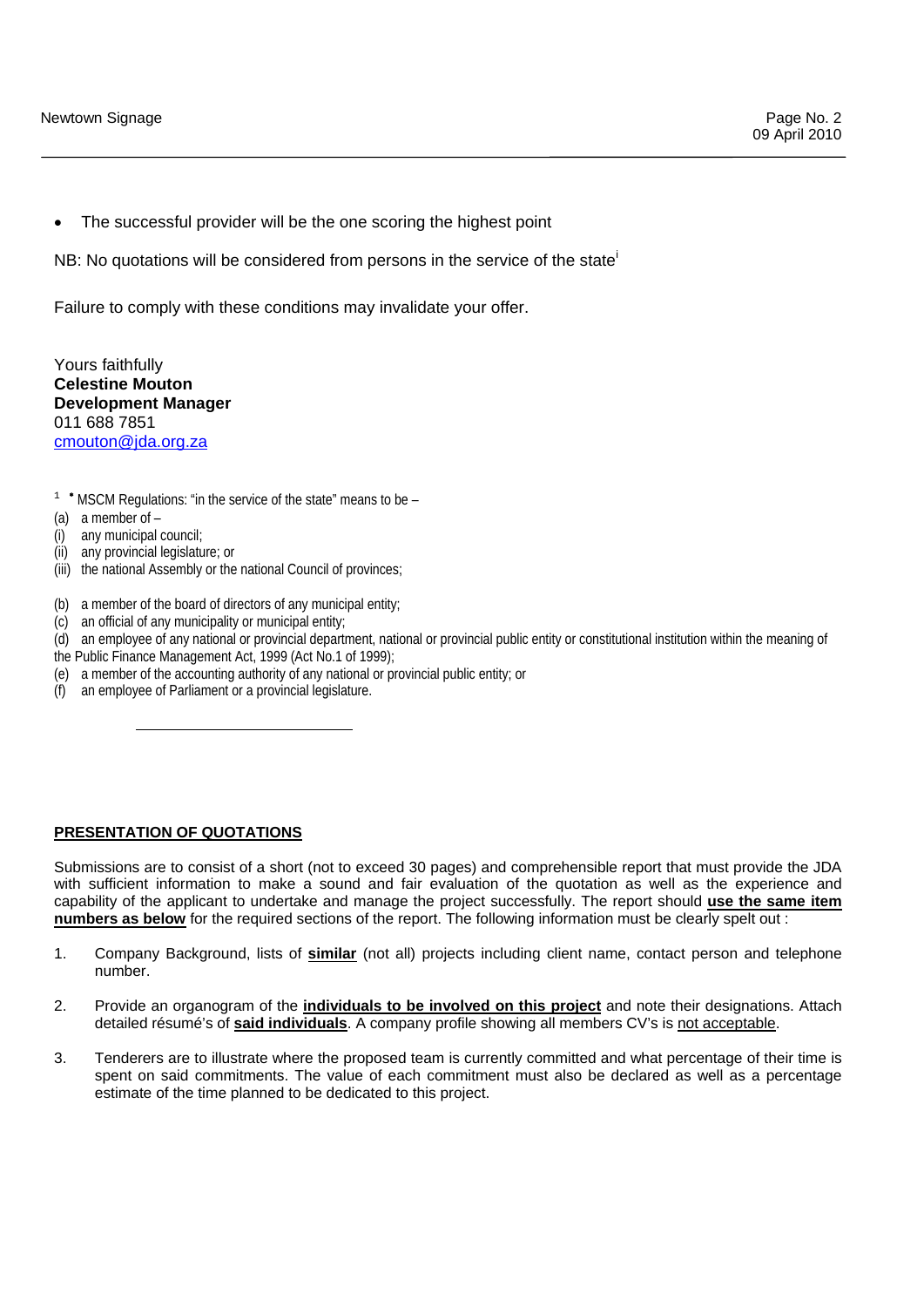- The successful provider will be the one scoring the highest point

NB: No quotations will be considered from persons in the service of the state[i]

Failure to comply with these conditions may invalidate your offer.

Yours faithfully
**Celestine Mouton**
**Development Manager**
011 688 7851
cmouton@jda.org.za

[1] • MSCM Regulations: "in the service of the state" means to be –

(a) a member of –
(i) any municipal council;
(ii) any provincial legislature; or
(iii) the national Assembly or the national Council of provinces;

(b) a member of the board of directors of any municipal entity;
(c) an official of any municipality or municipal entity;
(d) an employee of any national or provincial department, national or provincial public entity or constitutional institution within the meaning of the Public Finance Management Act, 1999 (Act No.1 of 1999);
(e) a member of the accounting authority of any national or provincial public entity; or
(f) an employee of Parliament or a provincial legislature.

**PRESENTATION OF QUOTATIONS**

Submissions are to consist of a short (not to exceed 30 pages) and comprehensible report that must provide the JDA with sufficient information to make a sound and fair evaluation of the quotation as well as the experience and capability of the applicant to undertake and manage the project successfully. The report should **use the same item numbers as below** for the required sections of the report. The following information must be clearly spelt out :

1. Company Background, lists of **similar** (not all) projects including client name, contact person and telephone number.

2. Provide an organogram of the **individuals to be involved on this project** and note their designations. Attach detailed résumé's of **said individuals**. A company profile showing all members CV's is not acceptable.

3. Tenderers are to illustrate where the proposed team is currently committed and what percentage of their time is spent on said commitments. The value of each commitment must also be declared as well as a percentage estimate of the time planned to be dedicated to this project.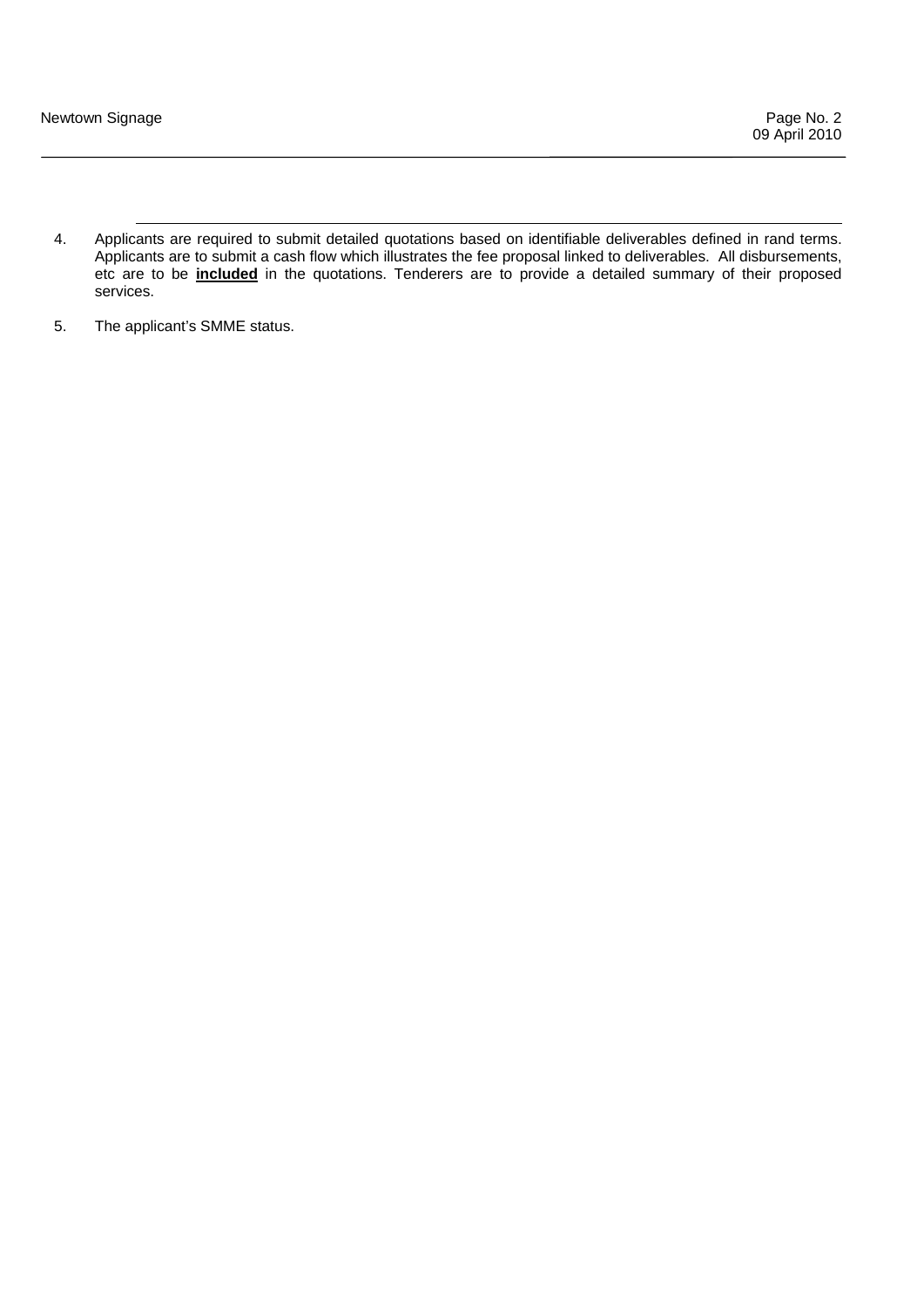4. Applicants are required to submit detailed quotations based on identifiable deliverables defined in rand terms. Applicants are to submit a cash flow which illustrates the fee proposal linked to deliverables. All disbursements, etc are to be **included** in the quotations. Tenderers are to provide a detailed summary of their proposed services.

5. The applicant's SMME status.